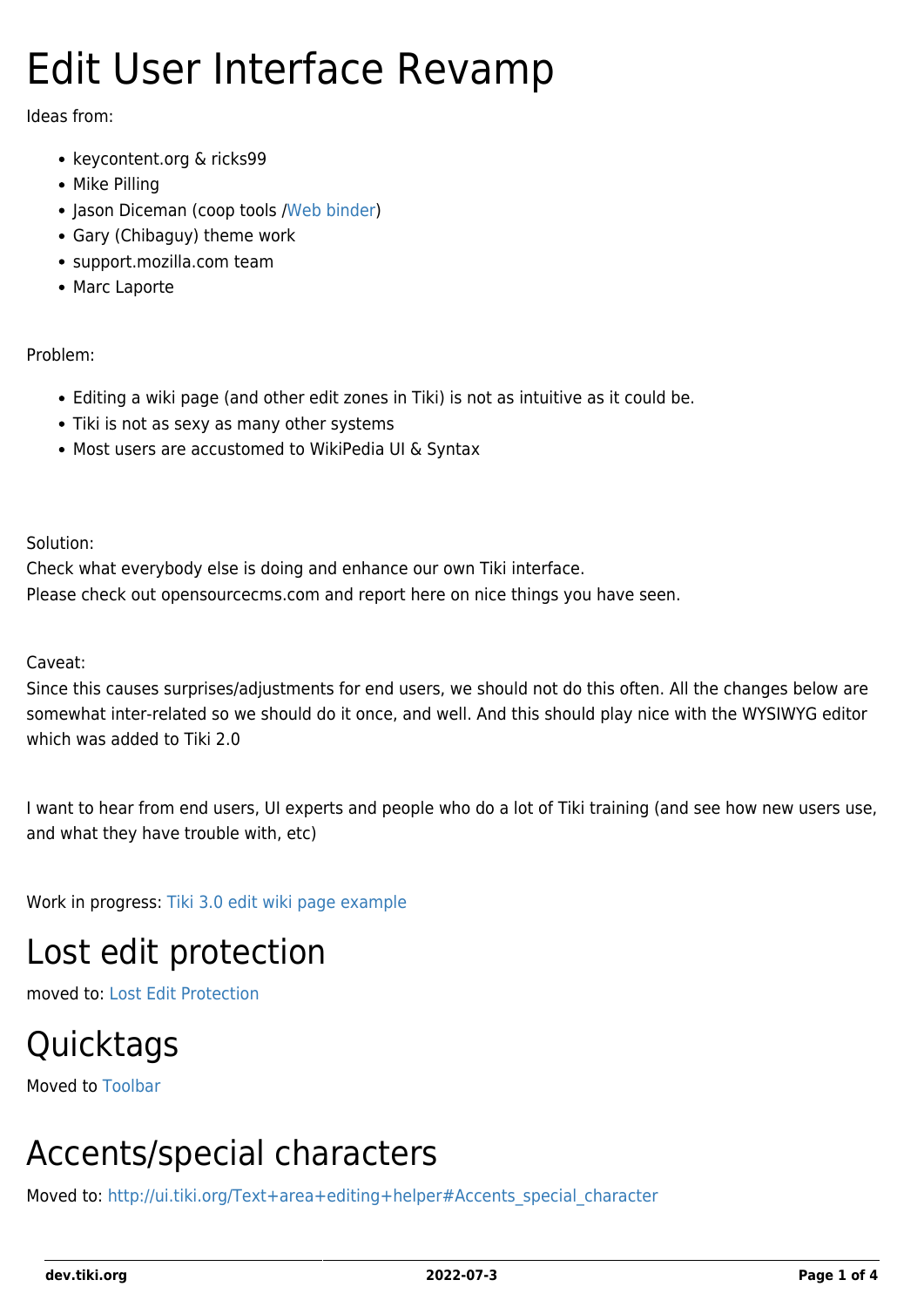# Edit User Interface Revamp

Ideas from:

- keycontent.org & ricks99
- Mike Pilling
- Jason Diceman (coop tools /Web binder)
- Gary (Chibaguy) theme work
- support.mozilla.com team
- Marc Laporte

Problem:

- Editing a wiki page (and other edit zones in Tiki) is not as intuitive as it could be.
- Tiki is not as sexy as many other systems
- Most users are accustomed to WikiPedia UI & Syntax

Solution:
Check what everybody else is doing and enhance our own Tiki interface.
Please check out opensourcecms.com and report here on nice things you have seen.

Caveat:
Since this causes surprises/adjustments for end users, we should not do this often. All the changes below are somewhat inter-related so we should do it once, and well. And this should play nice with the WYSIWYG editor which was added to Tiki 2.0

I want to hear from end users, UI experts and people who do a lot of Tiki training (and see how new users use, and what they have trouble with, etc)

Work in progress: Tiki 3.0 edit wiki page example

## Lost edit protection

moved to: Lost Edit Protection

## Quicktags

Moved to Toolbar

## Accents/special characters

Moved to: http://ui.tiki.org/Text+area+editing+helper#Accents_special_character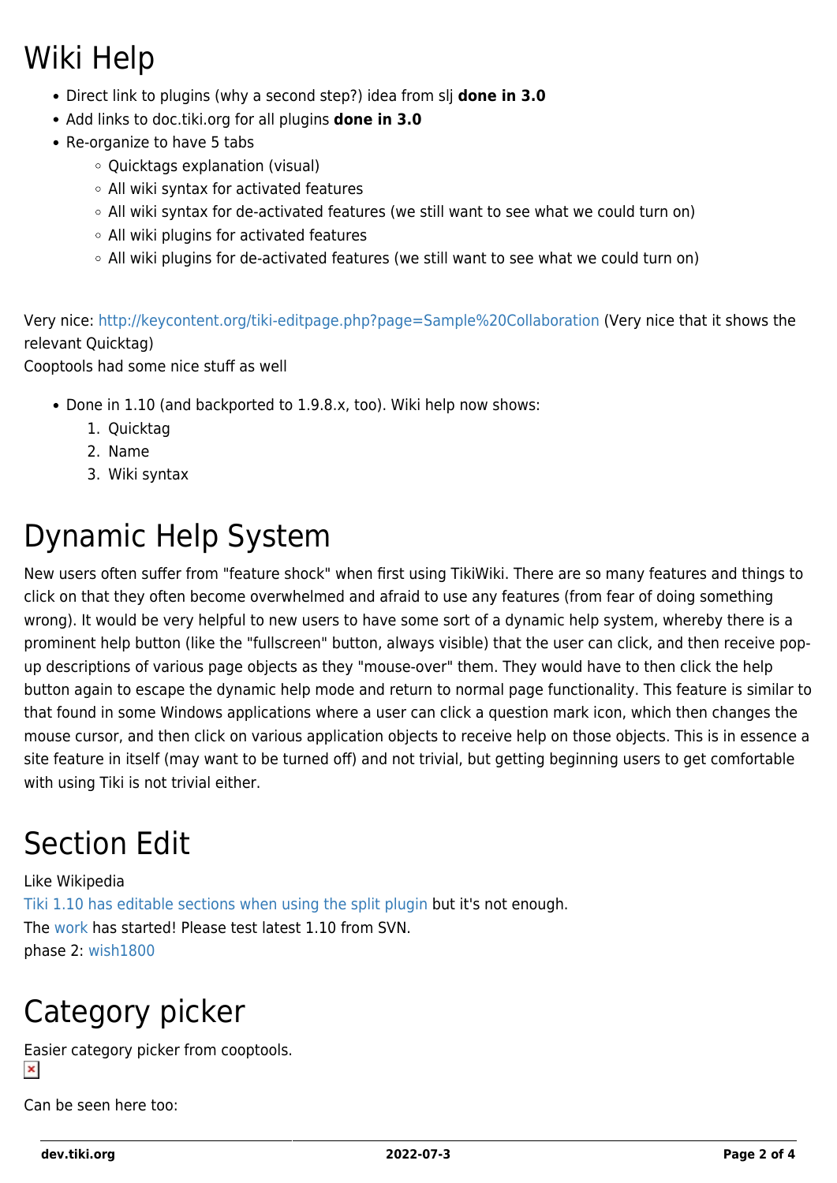# Wiki Help

- Direct link to plugins (why a second step?) idea from slj **done in 3.0**
- Add links to doc.tiki.org for all plugins **done in 3.0**
- Re-organize to have 5 tabs
  - Quicktags explanation (visual)
  - All wiki syntax for activated features
  - All wiki syntax for de-activated features (we still want to see what we could turn on)
  - All wiki plugins for activated features
  - All wiki plugins for de-activated features (we still want to see what we could turn on)

Very nice: http://keycontent.org/tiki-editpage.php?page=Sample%20Collaboration (Very nice that it shows the relevant Quicktag)
Cooptools had some nice stuff as well

- Done in 1.10 (and backported to 1.9.8.x, too). Wiki help now shows:
  1. Quicktag
  2. Name
  3. Wiki syntax

# Dynamic Help System

New users often suffer from "feature shock" when first using TikiWiki. There are so many features and things to click on that they often become overwhelmed and afraid to use any features (from fear of doing something wrong). It would be very helpful to new users to have some sort of a dynamic help system, whereby there is a prominent help button (like the "fullscreen" button, always visible) that the user can click, and then receive pop-up descriptions of various page objects as they "mouse-over" them. They would have to then click the help button again to escape the dynamic help mode and return to normal page functionality. This feature is similar to that found in some Windows applications where a user can click a question mark icon, which then changes the mouse cursor, and then click on various application objects to receive help on those objects. This is in essence a site feature in itself (may want to be turned off) and not trivial, but getting beginning users to get comfortable with using Tiki is not trivial either.

# Section Edit

Like Wikipedia
Tiki 1.10 has editable sections when using the split plugin but it's not enough.
The work has started! Please test latest 1.10 from SVN.
phase 2: wish1800

# Category picker

Easier category picker from cooptools.

Can be seen here too: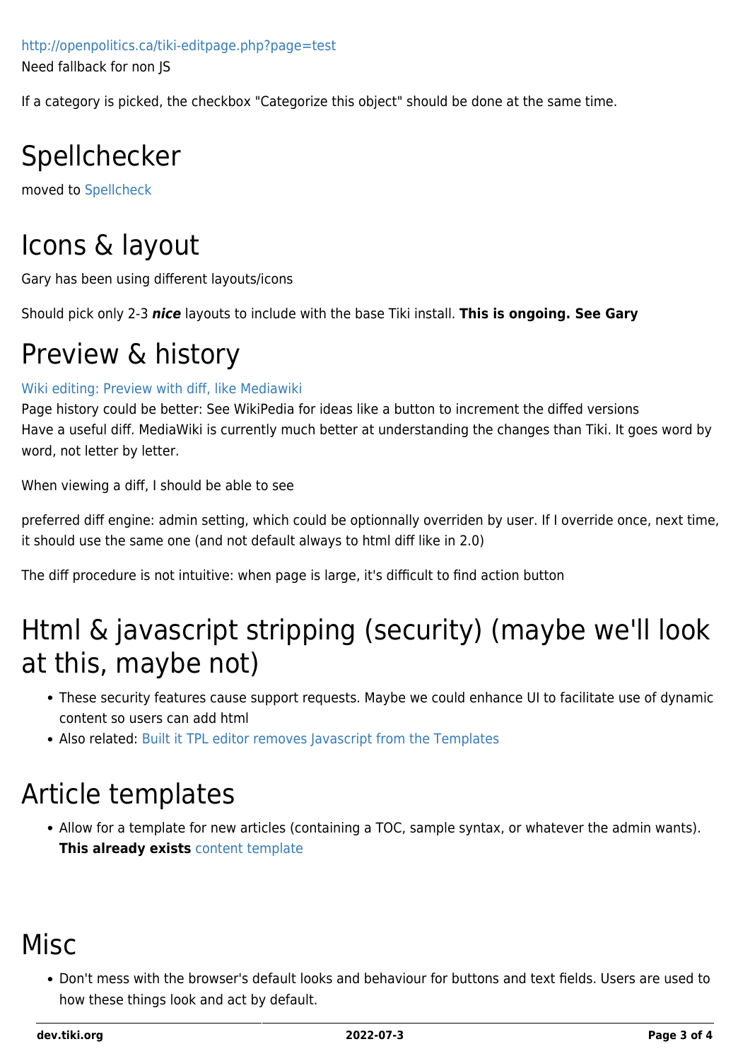http://openpolitics.ca/tiki-editpage.php?page=test
Need fallback for non JS

If a category is picked, the checkbox "Categorize this object" should be done at the same time.

# Spellchecker

moved to Spellcheck

# Icons & layout

Gary has been using different layouts/icons

Should pick only 2-3 ***nice*** layouts to include with the base Tiki install. **This is ongoing. See Gary**

# Preview & history

Wiki editing: Preview with diff, like Mediawiki
Page history could be better: See WikiPedia for ideas like a button to increment the diffed versions
Have a useful diff. MediaWiki is currently much better at understanding the changes than Tiki. It goes word by word, not letter by letter.

When viewing a diff, I should be able to see

preferred diff engine: admin setting, which could be optionnally overriden by user. If I override once, next time, it should use the same one (and not default always to html diff like in 2.0)

The diff procedure is not intuitive: when page is large, it's difficult to find action button

# Html & javascript stripping (security) (maybe we'll look at this, maybe not)

- These security features cause support requests. Maybe we could enhance UI to facilitate use of dynamic content so users can add html
- Also related: Built it TPL editor removes Javascript from the Templates

# Article templates

- Allow for a template for new articles (containing a TOC, sample syntax, or whatever the admin wants). **This already exists** content template

# Misc

- Don't mess with the browser's default looks and behaviour for buttons and text fields. Users are used to how these things look and act by default.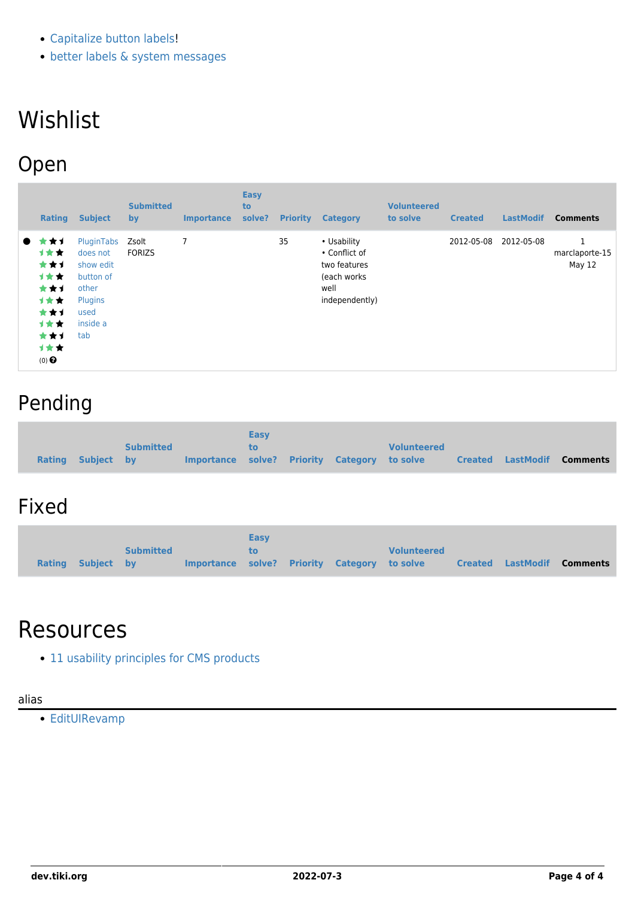- Capitalize button labels!
- better labels & system messages

# Wishlist

## Open

| Rating | Subject | Submitted by | Importance | Easy to solve? | Priority | Category | Volunteered to solve | Created | LastModif | Comments |
|---|---|---|---|---|---|---|---|---|---|---|
| (0) | PluginTabs does not show edit button of other Plugins used inside a tab | Zsolt FORIZS | 7 | | 35 | • Usability • Conflict of two features (each works well independently) | | 2012-05-08 | 2012-05-08 | 1 marclaporte-15 May 12 |

## Pending

| Rating | Subject | Submitted by | Importance | Easy to solve? | Priority | Category | Volunteered to solve | Created | LastModif | Comments |
|---|---|---|---|---|---|---|---|---|---|---|

## Fixed

| Rating | Subject | Submitted by | Importance | Easy to solve? | Priority | Category | Volunteered to solve | Created | LastModif | Comments |
|---|---|---|---|---|---|---|---|---|---|---|

# Resources

- 11 usability principles for CMS products

alias

- EditUIRevamp